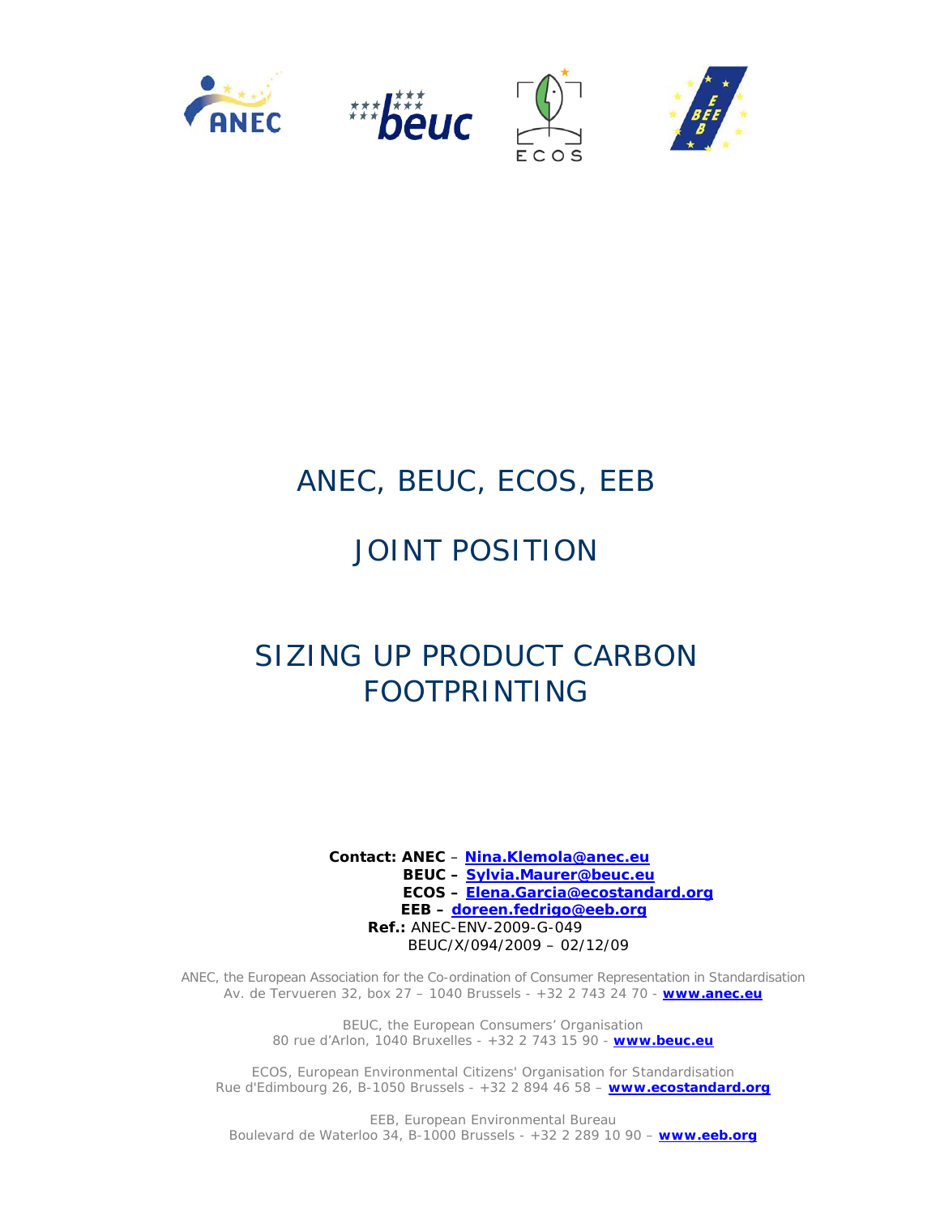# ANEC, BEUC, ECOS, EEB

# JOINT POSITION

# SIZING UP PRODUCT CARBON FOOTPRINTING

**Contact: ANEC** – **Nina.Klemola@anec.eu**
**BEUC –** **Sylvia.Maurer@beuc.eu**
**ECOS –** **Elena.Garcia@ecostandard.org**
**EEB –** **doreen.fedrigo@eeb.org**
**Ref.:** ANEC-ENV-2009-G-049
BEUC/X/094/2009 – 02/12/09

ANEC, the European Association for the Co-ordination of Consumer Representation in Standardisation
Av. de Tervueren 32, box 27 – 1040 Brussels - +32 2 743 24 70 - **www.anec.eu**

BEUC, the European Consumers' Organisation
80 rue d'Arlon, 1040 Bruxelles - +32 2 743 15 90 - **www.beuc.eu**

ECOS, European Environmental Citizens' Organisation for Standardisation
Rue d'Edimbourg 26, B-1050 Brussels - +32 2 894 46 58 – **www.ecostandard.org**

EEB, European Environmental Bureau
Boulevard de Waterloo 34, B-1000 Brussels - +32 2 289 10 90 – **www.eeb.org**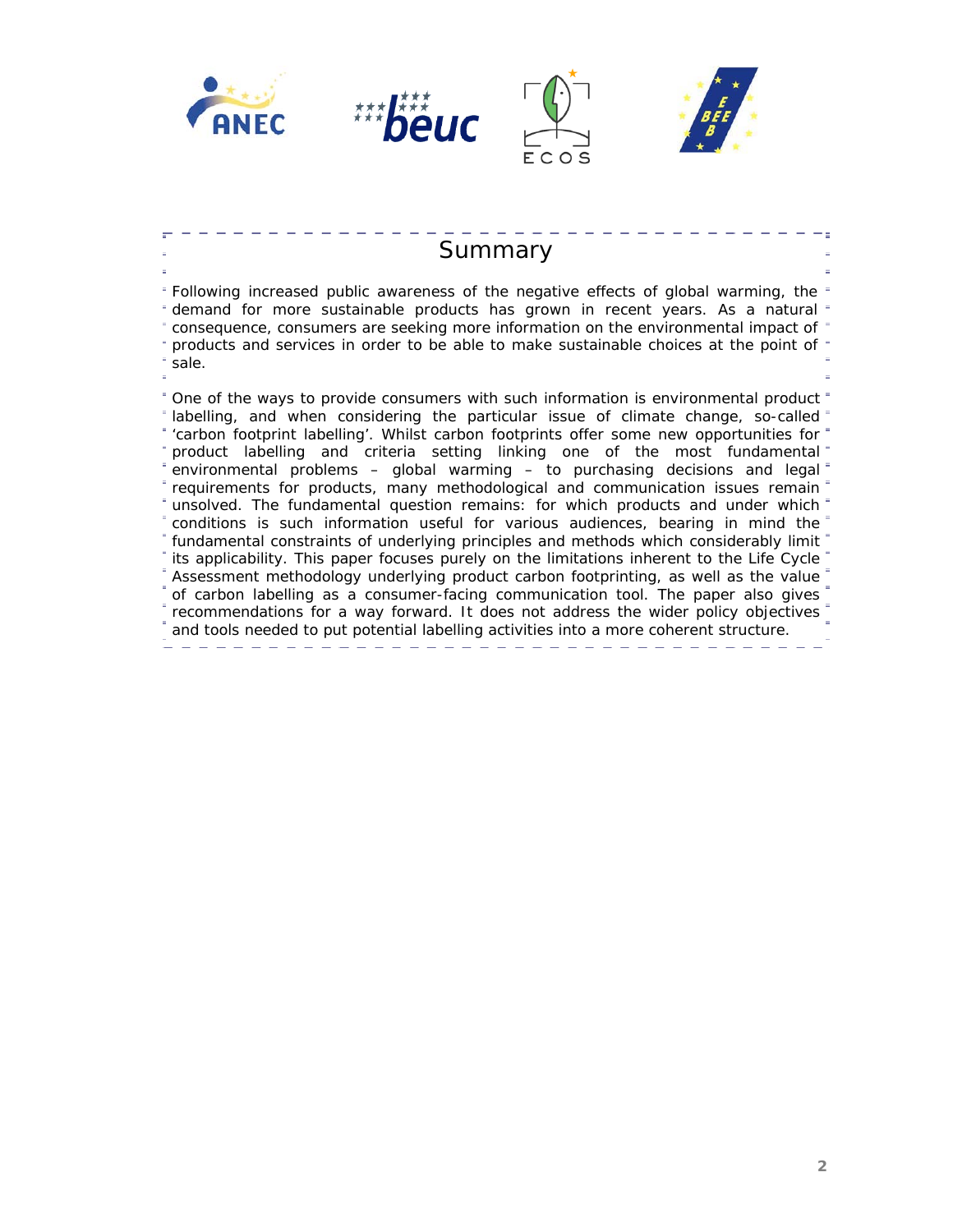# Summary

Following increased public awareness of the negative effects of global warming, the demand for more sustainable products has grown in recent years. As a natural consequence, consumers are seeking more information on the environmental impact of products and services in order to be able to make sustainable choices at the point of sale.

One of the ways to provide consumers with such information is environmental product labelling, and when considering the particular issue of climate change, so-called 'carbon footprint labelling'. Whilst carbon footprints offer some new opportunities for product labelling and criteria setting linking one of the most fundamental environmental problems – global warming – to purchasing decisions and legal requirements for products, many methodological and communication issues remain unsolved. The fundamental question remains: for which products and under which conditions is such information useful for various audiences, bearing in mind the fundamental constraints of underlying principles and methods which considerably limit its applicability. This paper focuses purely on the limitations inherent to the Life Cycle Assessment methodology underlying product carbon footprinting, as well as the value of carbon labelling as a consumer-facing communication tool. The paper also gives recommendations for a way forward. It does not address the wider policy objectives and tools needed to put potential labelling activities into a more coherent structure.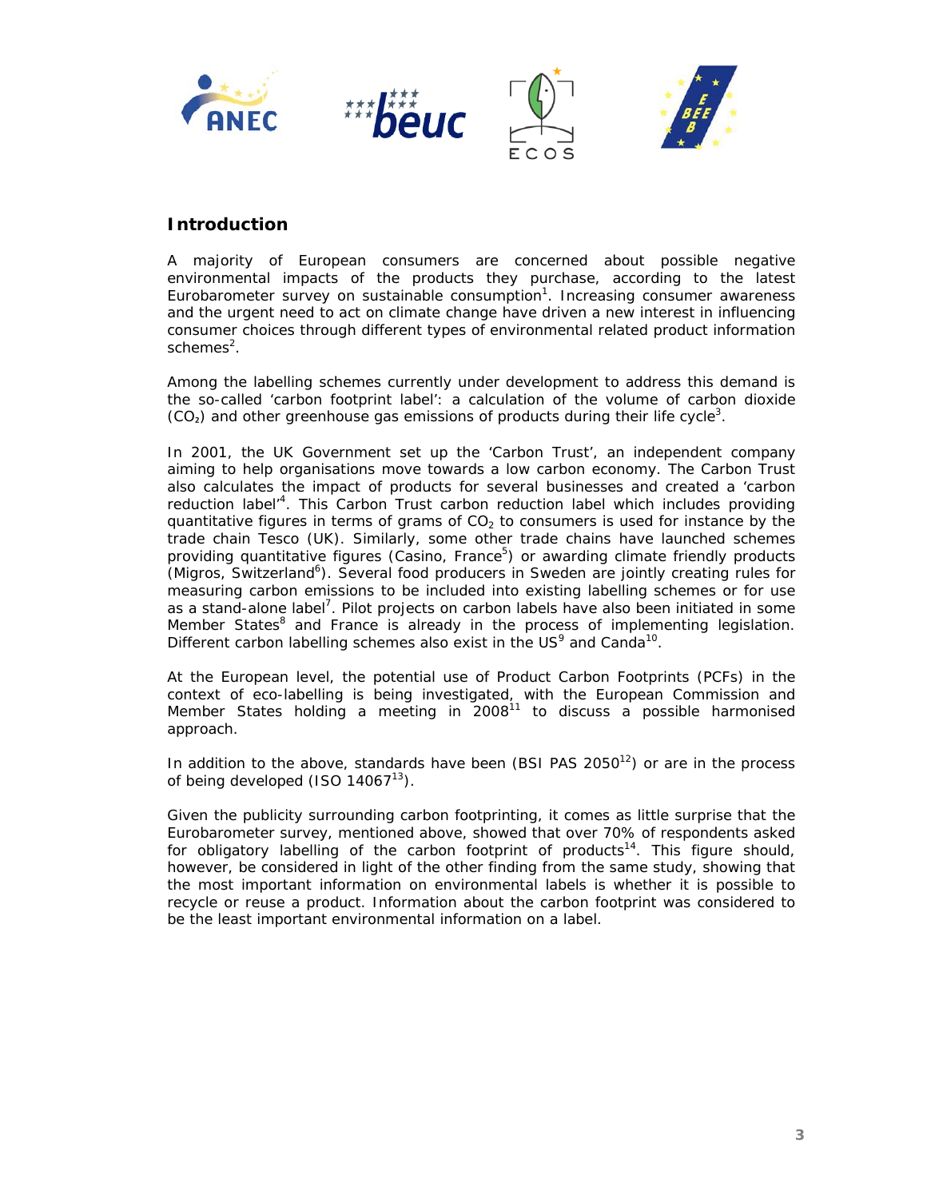## Introduction

A majority of European consumers are concerned about possible negative environmental impacts of the products they purchase, according to the latest Eurobarometer survey on sustainable consumption[1]. Increasing consumer awareness and the urgent need to act on climate change have driven a new interest in influencing consumer choices through different types of environmental related product information schemes[2].

Among the labelling schemes currently under development to address this demand is the so-called 'carbon footprint label': a calculation of the volume of carbon dioxide ($CO_2$) and other greenhouse gas emissions of products during their life cycle[3].

In 2001, the UK Government set up the 'Carbon Trust', an independent company aiming to help organisations move towards a low carbon economy. The Carbon Trust also calculates the impact of products for several businesses and created a 'carbon reduction label'[4]. This Carbon Trust carbon reduction label which includes providing quantitative figures in terms of grams of $CO_2$ to consumers is used for instance by the trade chain Tesco (UK). Similarly, some other trade chains have launched schemes providing quantitative figures (Casino, France[5]) or awarding climate friendly products (Migros, Switzerland[6]). Several food producers in Sweden are jointly creating rules for measuring carbon emissions to be included into existing labelling schemes or for use as a stand-alone label[7]. Pilot projects on carbon labels have also been initiated in some Member States[8] and France is already in the process of implementing legislation. Different carbon labelling schemes also exist in the US[9] and Canda[10].

At the European level, the potential use of Product Carbon Footprints (PCFs) in the context of eco-labelling is being investigated, with the European Commission and Member States holding a meeting in 2008[11] to discuss a possible harmonised approach.

In addition to the above, standards have been (BSI PAS 2050[12]) or are in the process of being developed (ISO 14067[13]).

Given the publicity surrounding carbon footprinting, it comes as little surprise that the Eurobarometer survey, mentioned above, showed that over 70% of respondents asked for obligatory labelling of the carbon footprint of products[14]. This figure should, however, be considered in light of the other finding from the same study, showing that the most important information on environmental labels is whether it is possible to recycle or reuse a product. Information about the carbon footprint was considered to be the least important environmental information on a label.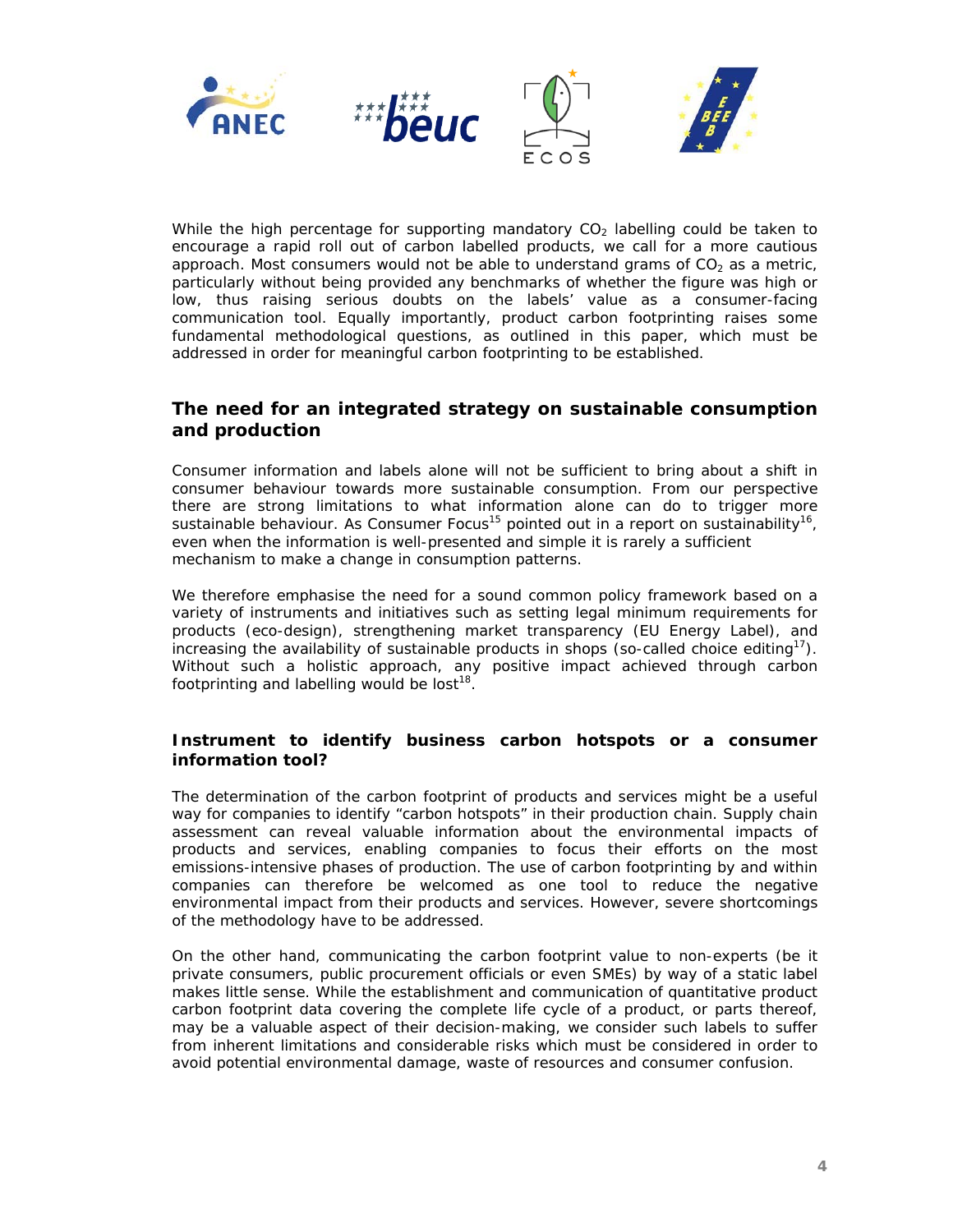While the high percentage for supporting mandatory $CO_2$ labelling could be taken to encourage a rapid roll out of carbon labelled products, we call for a more cautious approach. Most consumers would not be able to understand grams of $CO_2$ as a metric, particularly without being provided any benchmarks of whether the figure was high or low, thus raising serious doubts on the labels' value as a consumer-facing communication tool. Equally importantly, product carbon footprinting raises some fundamental methodological questions, as outlined in this paper, which must be addressed in order for meaningful carbon footprinting to be established.

## The need for an integrated strategy on sustainable consumption and production

Consumer information and labels alone will not be sufficient to bring about a shift in consumer behaviour towards more sustainable consumption. From our perspective there are strong limitations to what information alone can do to trigger more sustainable behaviour. As Consumer Focus[15] pointed out in a report on sustainability[16], even when the information is well-presented and simple it is rarely a sufficient mechanism to make a change in consumption patterns.

We therefore emphasise the need for a sound common policy framework based on a variety of instruments and initiatives such as setting legal minimum requirements for products (eco-design), strengthening market transparency (EU Energy Label), and increasing the availability of sustainable products in shops (so-called choice editing[17]). Without such a holistic approach, any positive impact achieved through carbon footprinting and labelling would be lost[18].

### Instrument to identify business carbon hotspots or a consumer information tool?

The determination of the carbon footprint of products and services might be a useful way for companies to identify "carbon hotspots" in their production chain. Supply chain assessment can reveal valuable information about the environmental impacts of products and services, enabling companies to focus their efforts on the most emissions-intensive phases of production. The use of carbon footprinting by and within companies can therefore be welcomed as one tool to reduce the negative environmental impact from their products and services. However, severe shortcomings of the methodology have to be addressed.

On the other hand, communicating the carbon footprint value to non-experts (be it private consumers, public procurement officials or even SMEs) by way of a static label makes little sense. While the establishment and communication of quantitative product carbon footprint data covering the complete life cycle of a product, or parts thereof, may be a valuable aspect of their decision-making, we consider such labels to suffer from inherent limitations and considerable risks which must be considered in order to avoid potential environmental damage, waste of resources and consumer confusion.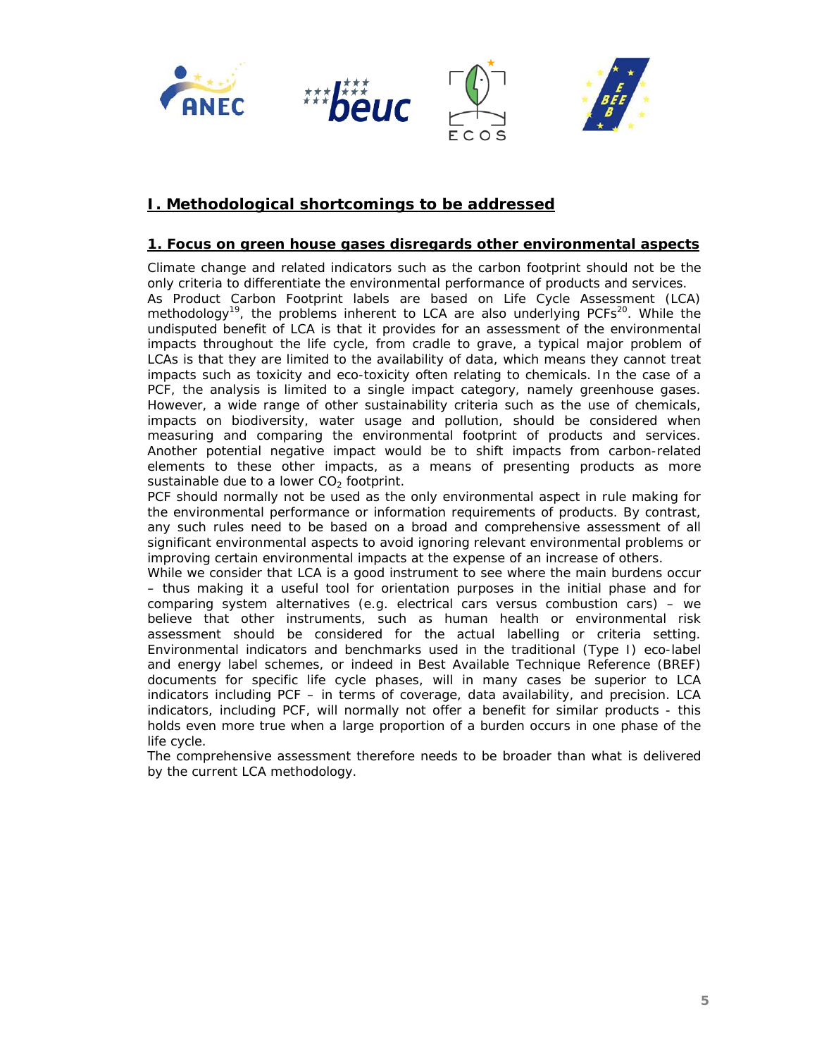## I. Methodological shortcomings to be addressed

### 1. Focus on green house gases disregards other environmental aspects

Climate change and related indicators such as the carbon footprint should not be the only criteria to differentiate the environmental performance of products and services.
As Product Carbon Footprint labels are based on Life Cycle Assessment (LCA) methodology[19], the problems inherent to LCA are also underlying PCFs[20]. While the undisputed benefit of LCA is that it provides for an assessment of the environmental impacts throughout the life cycle, from cradle to grave, a typical major problem of LCAs is that they are limited to the availability of data, which means they cannot treat impacts such as toxicity and eco-toxicity often relating to chemicals. In the case of a PCF, the analysis is limited to a single impact category, namely greenhouse gases. However, a wide range of other sustainability criteria such as the use of chemicals, impacts on biodiversity, water usage and pollution, should be considered when measuring and comparing the environmental footprint of products and services. Another potential negative impact would be to shift impacts from carbon-related elements to these other impacts, as a means of presenting products as more sustainable due to a lower $CO_2$ footprint.
PCF should normally not be used as the only environmental aspect in rule making for the environmental performance or information requirements of products. By contrast, any such rules need to be based on a broad and comprehensive assessment of all significant environmental aspects to avoid ignoring relevant environmental problems or improving certain environmental impacts at the expense of an increase of others.
While we consider that LCA is a good instrument to see where the main burdens occur – thus making it a useful tool for orientation purposes in the initial phase and for comparing system alternatives (e.g. electrical cars versus combustion cars) – we believe that other instruments, such as human health or environmental risk assessment should be considered for the actual labelling or criteria setting. Environmental indicators and benchmarks used in the traditional (Type I) eco-label and energy label schemes, or indeed in Best Available Technique Reference (BREF) documents for specific life cycle phases, will in many cases be superior to LCA indicators including PCF – in terms of coverage, data availability, and precision. LCA indicators, including PCF, will normally not offer a benefit for similar products - this holds even more true when a large proportion of a burden occurs in one phase of the life cycle.
The comprehensive assessment therefore needs to be broader than what is delivered by the current LCA methodology.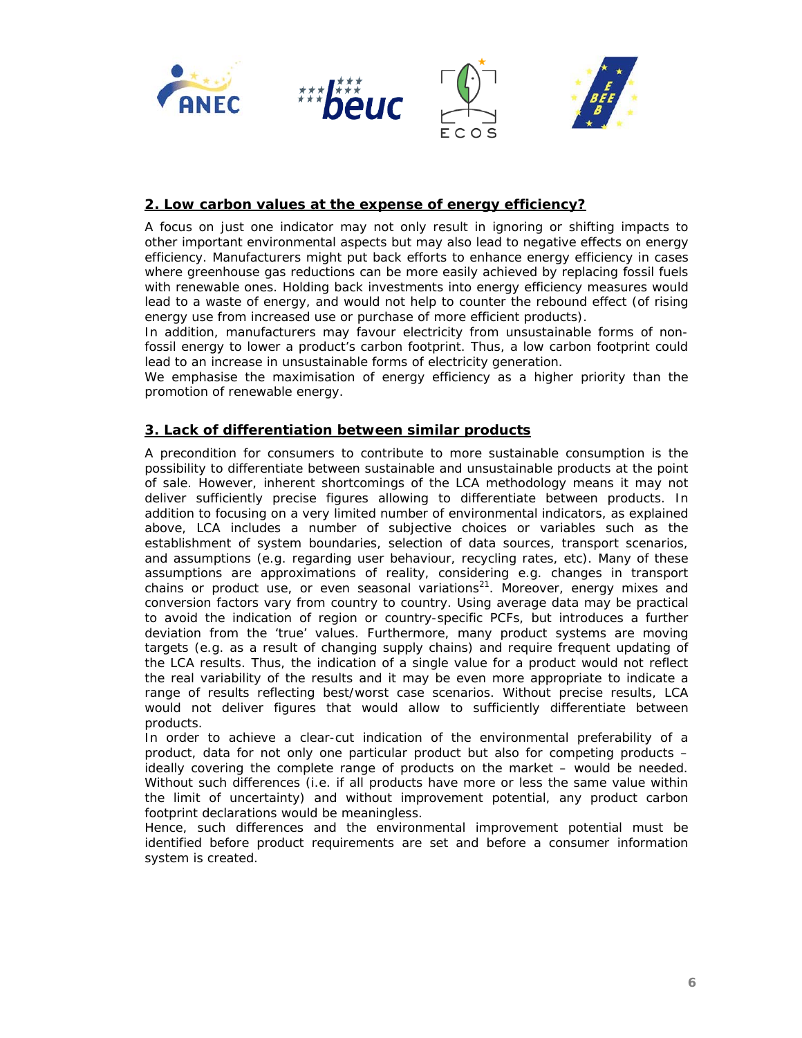## 2. Low carbon values at the expense of energy efficiency?

A focus on just one indicator may not only result in ignoring or shifting impacts to other important environmental aspects but may also lead to negative effects on energy efficiency. Manufacturers might put back efforts to enhance energy efficiency in cases where greenhouse gas reductions can be more easily achieved by replacing fossil fuels with renewable ones. Holding back investments into energy efficiency measures would lead to a waste of energy, and would not help to counter the rebound effect (of rising energy use from increased use or purchase of more efficient products).

In addition, manufacturers may favour electricity from unsustainable forms of non-fossil energy to lower a product's carbon footprint. Thus, a low carbon footprint could lead to an increase in unsustainable forms of electricity generation.

We emphasise the maximisation of energy efficiency as a higher priority than the promotion of renewable energy.

## 3. Lack of differentiation between similar products

A precondition for consumers to contribute to more sustainable consumption is the possibility to differentiate between sustainable and unsustainable products at the point of sale. However, inherent shortcomings of the LCA methodology means it may not deliver sufficiently precise figures allowing to differentiate between products. In addition to focusing on a very limited number of environmental indicators, as explained above, LCA includes a number of subjective choices or variables such as the establishment of system boundaries, selection of data sources, transport scenarios, and assumptions (e.g. regarding user behaviour, recycling rates, etc). Many of these assumptions are approximations of reality, considering e.g. changes in transport chains or product use, or even seasonal variations[21]. Moreover, energy mixes and conversion factors vary from country to country. Using average data may be practical to avoid the indication of region or country-specific PCFs, but introduces a further deviation from the 'true' values. Furthermore, many product systems are moving targets (e.g. as a result of changing supply chains) and require frequent updating of the LCA results. Thus, the indication of a single value for a product would not reflect the real variability of the results and it may be even more appropriate to indicate a range of results reflecting best/worst case scenarios. Without precise results, LCA would not deliver figures that would allow to sufficiently differentiate between products.

In order to achieve a clear-cut indication of the environmental preferability of a product, data for not only one particular product but also for competing products – ideally covering the complete range of products on the market – would be needed. Without such differences (i.e. if all products have more or less the same value within the limit of uncertainty) and without improvement potential, any product carbon footprint declarations would be meaningless.

Hence, such differences and the environmental improvement potential must be identified before product requirements are set and before a consumer information system is created.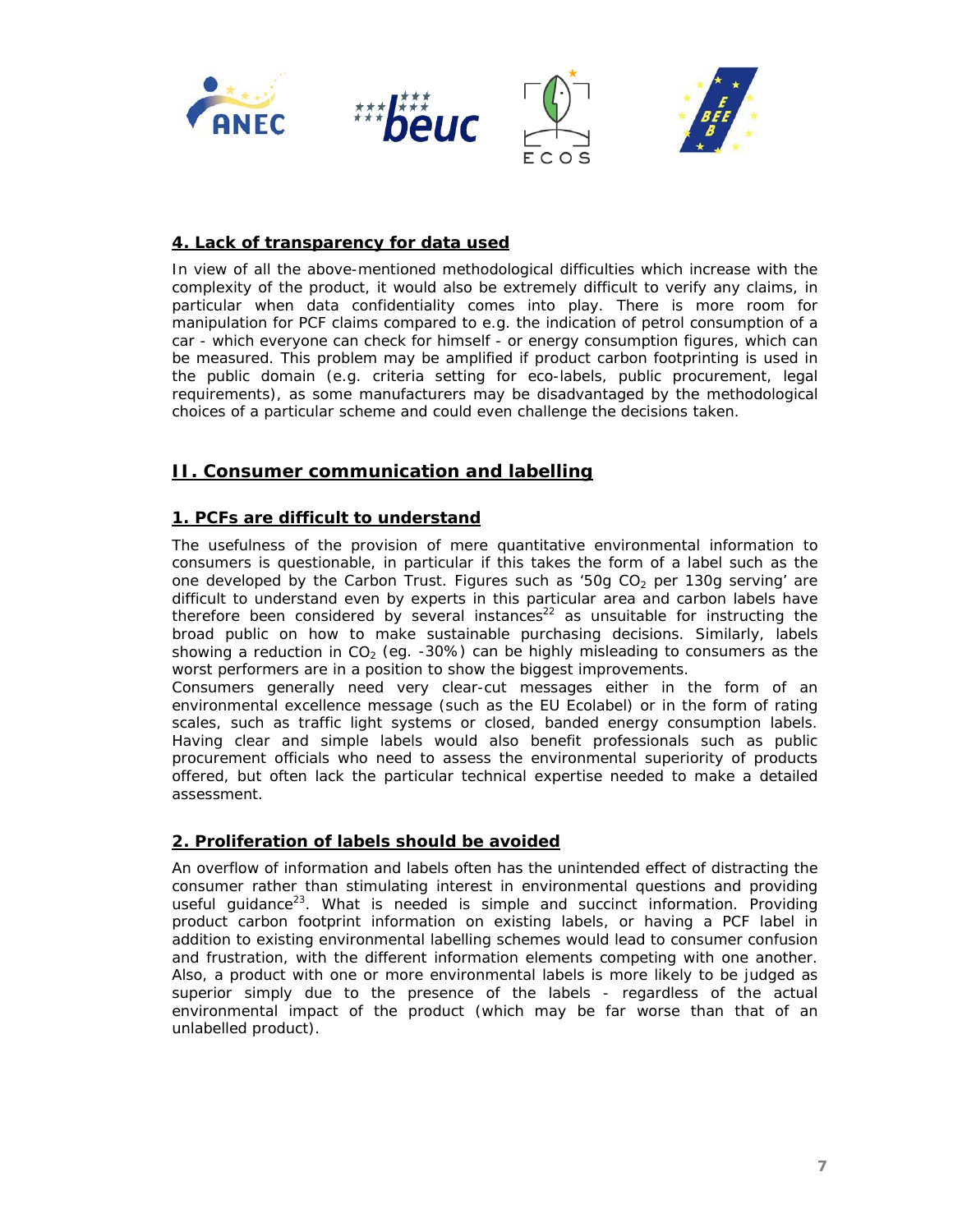## 4. Lack of transparency for data used

In view of all the above-mentioned methodological difficulties which increase with the complexity of the product, it would also be extremely difficult to verify any claims, in particular when data confidentiality comes into play. There is more room for manipulation for PCF claims compared to e.g. the indication of petrol consumption of a car - which everyone can check for himself - or energy consumption figures, which can be measured. This problem may be amplified if product carbon footprinting is used in the public domain (e.g. criteria setting for eco-labels, public procurement, legal requirements), as some manufacturers may be disadvantaged by the methodological choices of a particular scheme and could even challenge the decisions taken.

# II. Consumer communication and labelling

## 1. PCFs are difficult to understand

The usefulness of the provision of mere quantitative environmental information to consumers is questionable, in particular if this takes the form of a label such as the one developed by the Carbon Trust. Figures such as '50g $CO_2$ per 130g serving' are difficult to understand even by experts in this particular area and carbon labels have therefore been considered by several instances[22] as unsuitable for instructing the broad public on how to make sustainable purchasing decisions. Similarly, labels showing a reduction in $CO_2$ (eg. -30%) can be highly misleading to consumers as the worst performers are in a position to show the biggest improvements.

Consumers generally need very clear-cut messages either in the form of an environmental excellence message (such as the EU Ecolabel) or in the form of rating scales, such as traffic light systems or closed, banded energy consumption labels. Having clear and simple labels would also benefit professionals such as public procurement officials who need to assess the environmental superiority of products offered, but often lack the particular technical expertise needed to make a detailed assessment.

## 2. Proliferation of labels should be avoided

An overflow of information and labels often has the unintended effect of distracting the consumer rather than stimulating interest in environmental questions and providing useful guidance[23]. What is needed is simple and succinct information. Providing product carbon footprint information on existing labels, or having a PCF label in addition to existing environmental labelling schemes would lead to consumer confusion and frustration, with the different information elements competing with one another. Also, a product with one or more environmental labels is more likely to be judged as superior simply due to the presence of the labels - regardless of the actual environmental impact of the product (which may be far worse than that of an unlabelled product).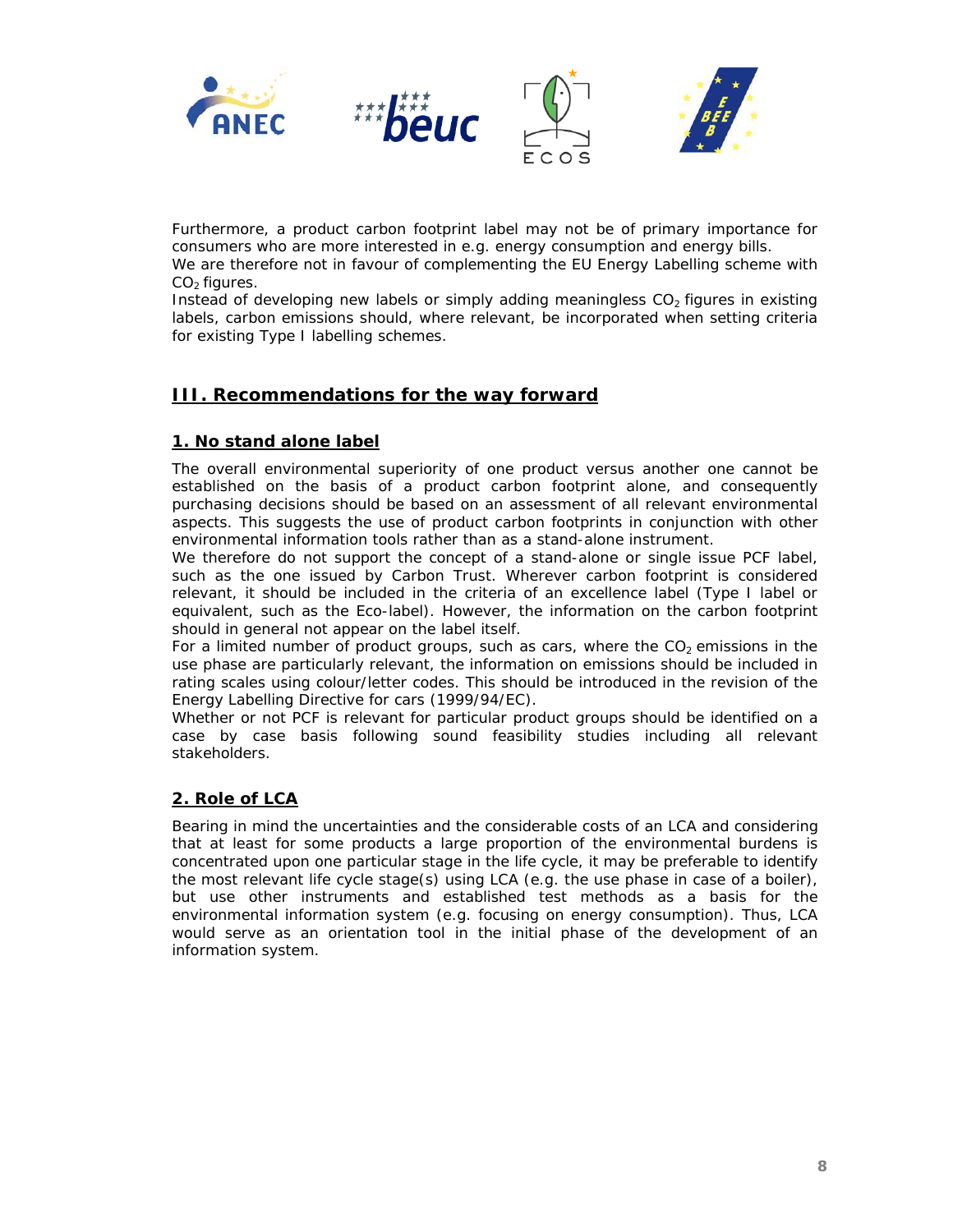Furthermore, a product carbon footprint label may not be of primary importance for consumers who are more interested in e.g. energy consumption and energy bills.
We are therefore not in favour of complementing the EU Energy Labelling scheme with $CO_2$ figures.
Instead of developing new labels or simply adding meaningless $CO_2$ figures in existing labels, carbon emissions should, where relevant, be incorporated when setting criteria for existing Type I labelling schemes.

## III. Recommendations for the way forward

### 1. No stand alone label

The overall environmental superiority of one product versus another one cannot be established on the basis of a product carbon footprint alone, and consequently purchasing decisions should be based on an assessment of all relevant environmental aspects. This suggests the use of product carbon footprints in conjunction with other environmental information tools rather than as a stand-alone instrument.
We therefore do not support the concept of a stand-alone or single issue PCF label, such as the one issued by Carbon Trust. Wherever carbon footprint is considered relevant, it should be included in the criteria of an excellence label (Type I label or equivalent, such as the Eco-label). However, the information on the carbon footprint should in general not appear on the label itself.
For a limited number of product groups, such as cars, where the $CO_2$ emissions in the use phase are particularly relevant, the information on emissions should be included in rating scales using colour/letter codes. This should be introduced in the revision of the Energy Labelling Directive for cars (1999/94/EC).
Whether or not PCF is relevant for particular product groups should be identified on a case by case basis following sound feasibility studies including all relevant stakeholders.

### 2. Role of LCA

Bearing in mind the uncertainties and the considerable costs of an LCA and considering that at least for some products a large proportion of the environmental burdens is concentrated upon one particular stage in the life cycle, it may be preferable to identify the most relevant life cycle stage(s) using LCA (e.g. the use phase in case of a boiler), but use other instruments and established test methods as a basis for the environmental information system (e.g. focusing on energy consumption). Thus, LCA would serve as an orientation tool in the initial phase of the development of an information system.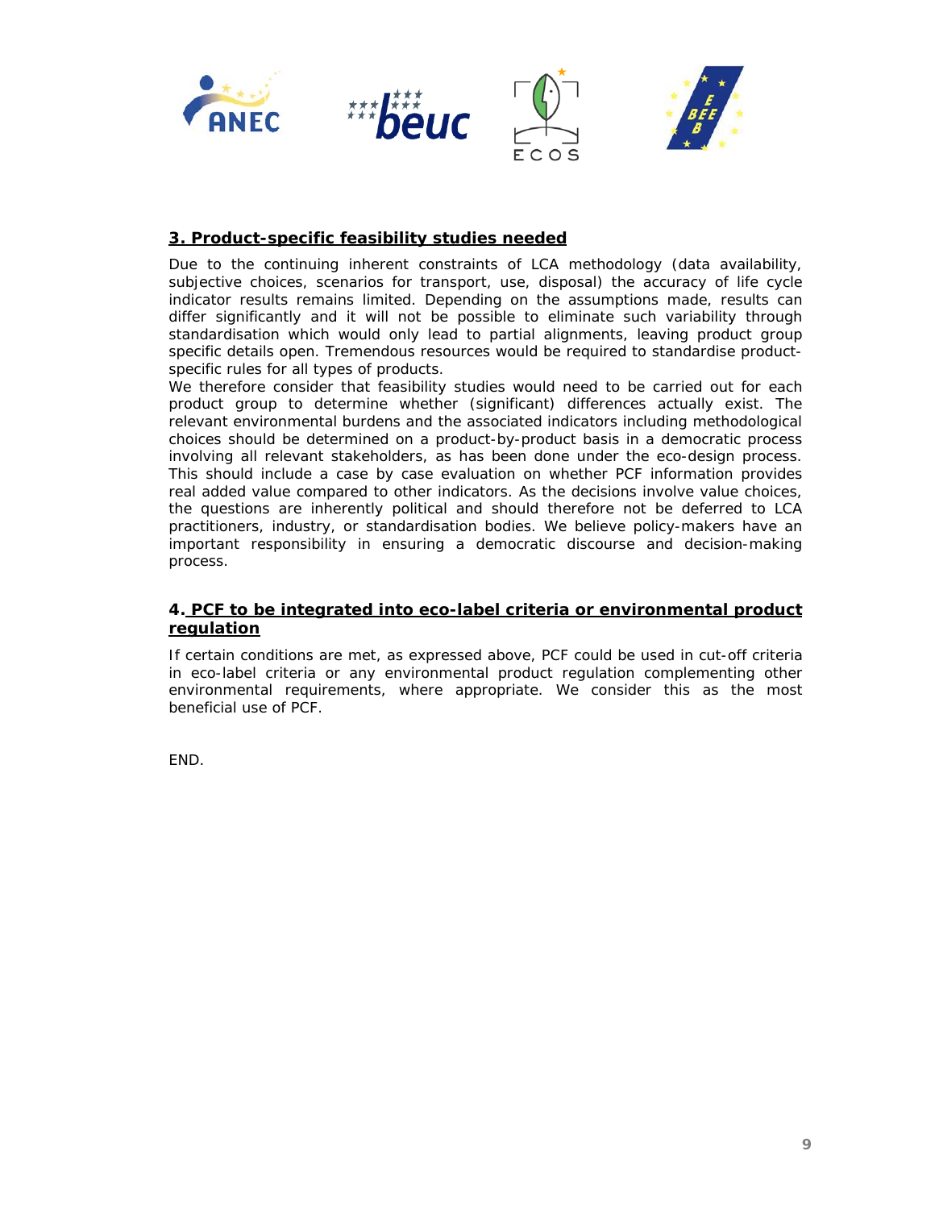## 3. Product-specific feasibility studies needed

Due to the continuing inherent constraints of LCA methodology (data availability, subjective choices, scenarios for transport, use, disposal) the accuracy of life cycle indicator results remains limited. Depending on the assumptions made, results can differ significantly and it will not be possible to eliminate such variability through standardisation which would only lead to partial alignments, leaving product group specific details open. Tremendous resources would be required to standardise product-specific rules for all types of products.

We therefore consider that feasibility studies would need to be carried out for each product group to determine whether (significant) differences actually exist. The relevant environmental burdens and the associated indicators including methodological choices should be determined on a product-by-product basis in a democratic process involving all relevant stakeholders, as has been done under the eco-design process. This should include a case by case evaluation on whether PCF information provides real added value compared to other indicators. As the decisions involve value choices, the questions are inherently political and should therefore not be deferred to LCA practitioners, industry, or standardisation bodies. We believe policy-makers have an important responsibility in ensuring a democratic discourse and decision-making process.

## 4. PCF to be integrated into eco-label criteria or environmental product regulation

If certain conditions are met, as expressed above, PCF could be used in cut-off criteria in eco-label criteria or any environmental product regulation complementing other environmental requirements, where appropriate. We consider this as the most beneficial use of PCF.

END.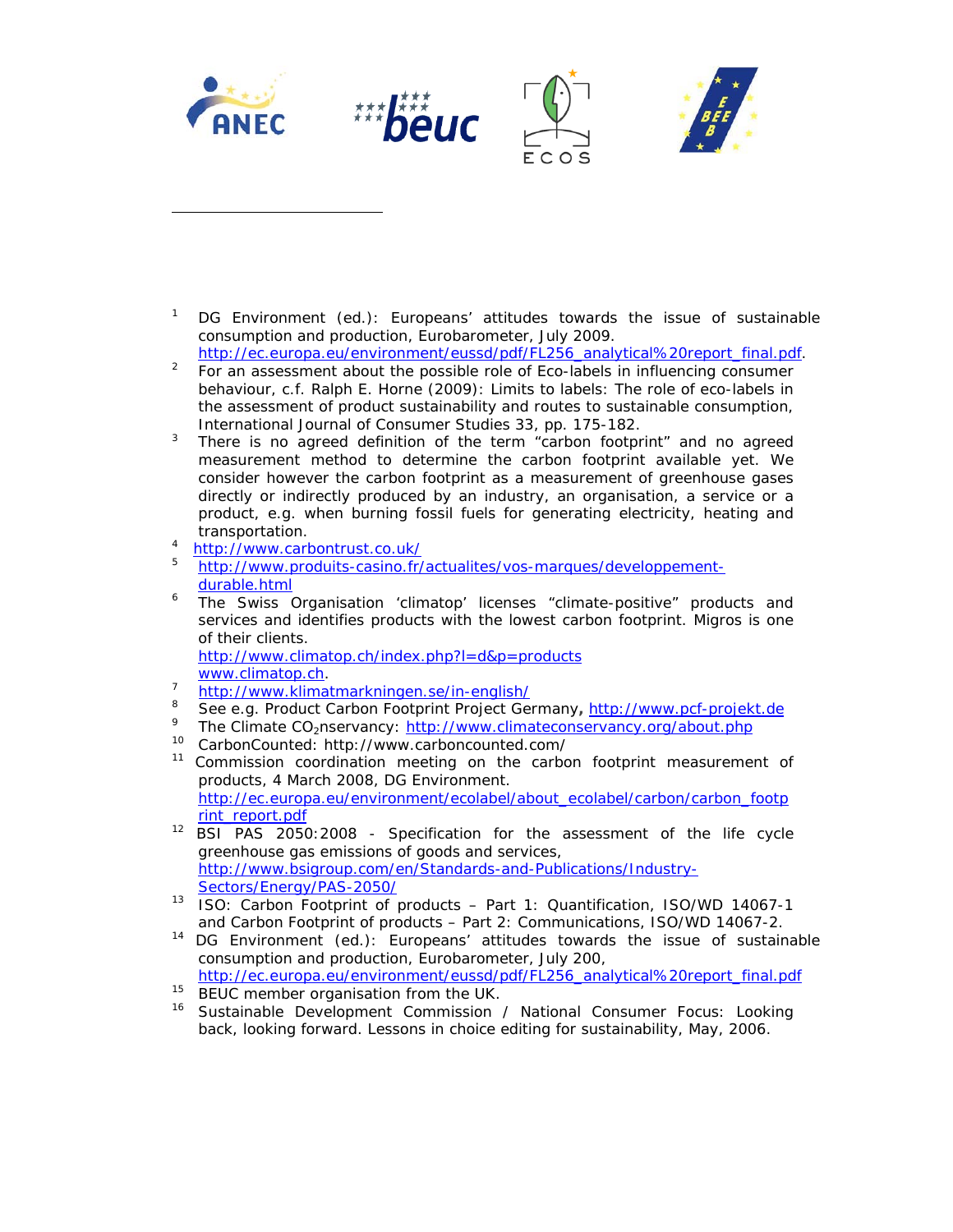[1] DG Environment (ed.): Europeans' attitudes towards the issue of sustainable consumption and production, Eurobarometer, July 2009. http://ec.europa.eu/environment/eussd/pdf/FL256_analytical%20report_final.pdf.

[2] For an assessment about the possible role of Eco-labels in influencing consumer behaviour, c.f. Ralph E. Horne (2009): Limits to labels: The role of eco-labels in the assessment of product sustainability and routes to sustainable consumption, International Journal of Consumer Studies 33, pp. 175-182.

[3] There is no agreed definition of the term "carbon footprint" and no agreed measurement method to determine the carbon footprint available yet. We consider however the carbon footprint as a measurement of greenhouse gases directly or indirectly produced by an industry, an organisation, a service or a product, e.g. when burning fossil fuels for generating electricity, heating and transportation.

[4] http://www.carbontrust.co.uk/

[5] http://www.produits-casino.fr/actualites/vos-marques/developpement-durable.html

[6] The Swiss Organisation 'climatop' licenses "climate-positive" products and services and identifies products with the lowest carbon footprint. Migros is one of their clients. http://www.climatop.ch/index.php?l=d&p=products www.climatop.ch.

[7] http://www.klimatmarkningen.se/in-english/

[8] See e.g. Product Carbon Footprint Project Germany**,** http://www.pcf-projekt.de

[9] The Climate $CO_2$nservancy: http://www.climateconservancy.org/about.php

[10] CarbonCounted: http://www.carboncounted.com/

[11] Commission coordination meeting on the carbon footprint measurement of products, 4 March 2008, DG Environment. http://ec.europa.eu/environment/ecolabel/about_ecolabel/carbon/carbon_footprint_report.pdf

[12] BSI PAS 2050:2008 - Specification for the assessment of the life cycle greenhouse gas emissions of goods and services, http://www.bsigroup.com/en/Standards-and-Publications/Industry-Sectors/Energy/PAS-2050/

[13] ISO: Carbon Footprint of products – Part 1: Quantification, ISO/WD 14067-1 and Carbon Footprint of products – Part 2: Communications, ISO/WD 14067-2.

[14] DG Environment (ed.): Europeans' attitudes towards the issue of sustainable consumption and production, Eurobarometer, July 200, http://ec.europa.eu/environment/eussd/pdf/FL256_analytical%20report_final.pdf

[15] BEUC member organisation from the UK.

[16] Sustainable Development Commission / National Consumer Focus: Looking back, looking forward. Lessons in choice editing for sustainability, May, 2006.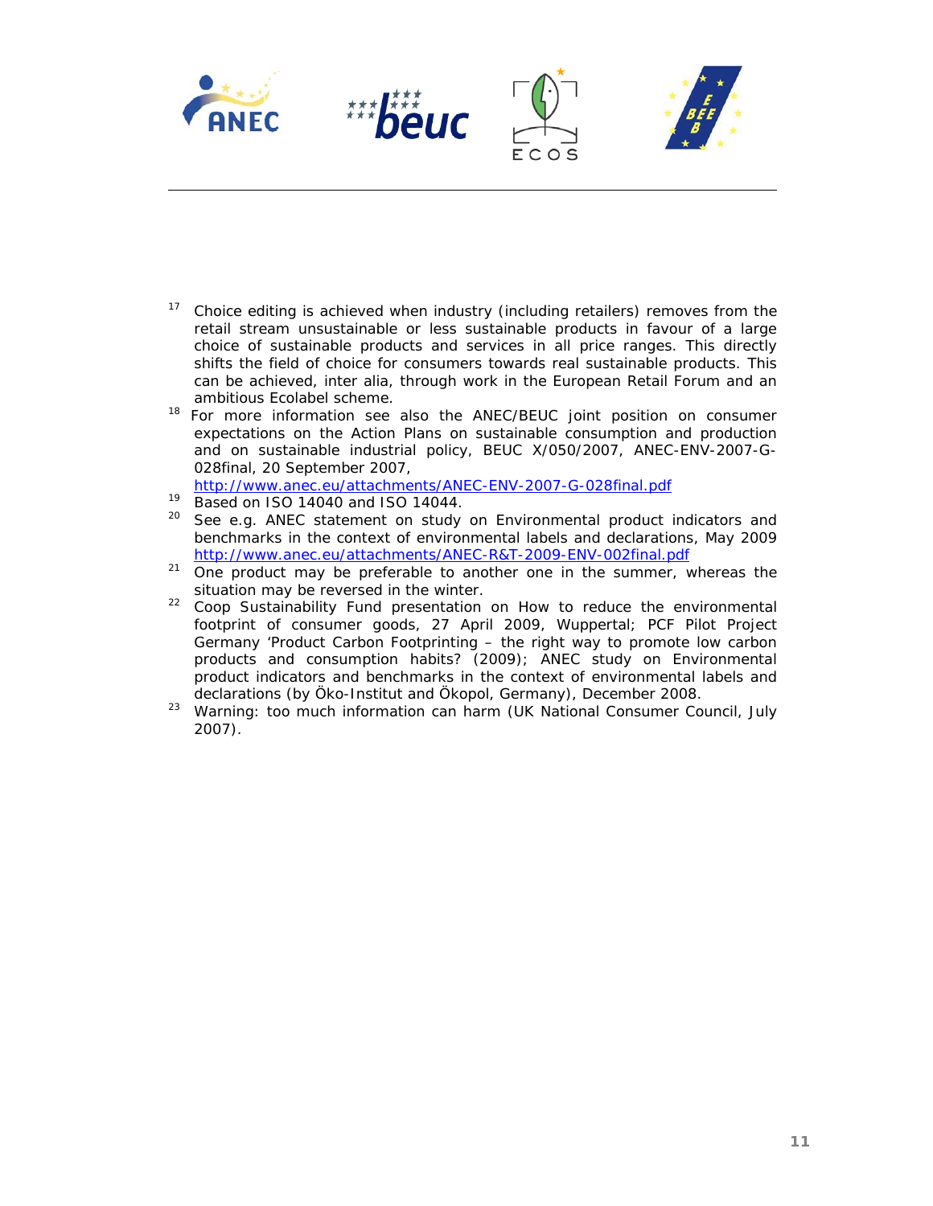[17] Choice editing is achieved when industry (including retailers) removes from the retail stream unsustainable or less sustainable products in favour of a large choice of sustainable products and services in all price ranges. This directly shifts the field of choice for consumers towards real sustainable products. This can be achieved, inter alia, through work in the European Retail Forum and an ambitious Ecolabel scheme.

[18] For more information see also the ANEC/BEUC joint position on consumer expectations on the Action Plans on sustainable consumption and production and on sustainable industrial policy, BEUC X/050/2007, ANEC-ENV-2007-G-028final, 20 September 2007, http://www.anec.eu/attachments/ANEC-ENV-2007-G-028final.pdf

[19] Based on ISO 14040 and ISO 14044.

[20] See e.g. ANEC statement on study on Environmental product indicators and benchmarks in the context of environmental labels and declarations, May 2009 http://www.anec.eu/attachments/ANEC-R&T-2009-ENV-002final.pdf

[21] One product may be preferable to another one in the summer, whereas the situation may be reversed in the winter.

[22] Coop Sustainability Fund presentation on How to reduce the environmental footprint of consumer goods, 27 April 2009, Wuppertal; PCF Pilot Project Germany 'Product Carbon Footprinting – the right way to promote low carbon products and consumption habits? (2009); ANEC study on Environmental product indicators and benchmarks in the context of environmental labels and declarations (by Öko-Institut and Ökopol, Germany), December 2008.

[23] Warning: too much information can harm (UK National Consumer Council, July 2007).